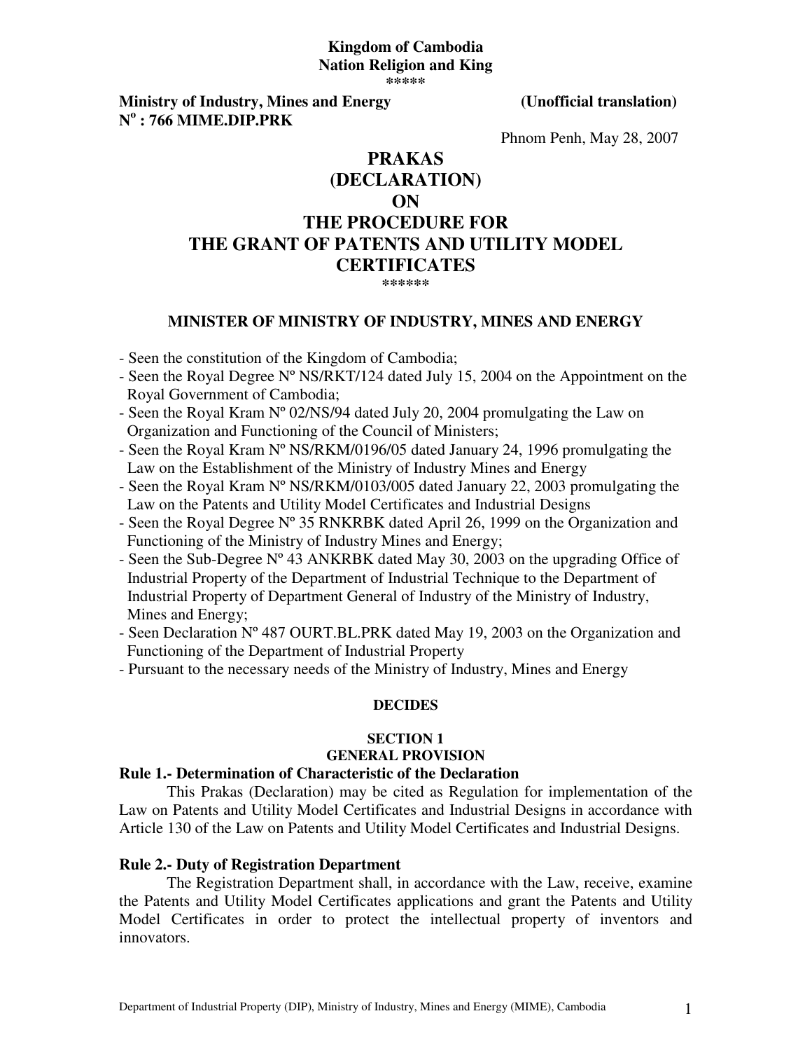**Kingdom of Cambodia**
**Nation Religion and King**
\*\*\*\*\*

**Ministry of Industry, Mines and Energy** **(Unofficial translation)**
**N$^{o}$ : 766 MIME.DIP.PRK**

Phnom Penh, May 28, 2007

# PRAKAS (DECLARATION) ON THE PROCEDURE FOR THE GRANT OF PATENTS AND UTILITY MODEL CERTIFICATES

\*\*\*\*\*\*

**MINISTER OF MINISTRY OF INDUSTRY, MINES AND ENERGY**

- Seen the constitution of the Kingdom of Cambodia;
- Seen the Royal Degree Nº NS/RKT/124 dated July 15, 2004 on the Appointment on the Royal Government of Cambodia;
- Seen the Royal Kram Nº 02/NS/94 dated July 20, 2004 promulgating the Law on Organization and Functioning of the Council of Ministers;
- Seen the Royal Kram Nº NS/RKM/0196/05 dated January 24, 1996 promulgating the Law on the Establishment of the Ministry of Industry Mines and Energy
- Seen the Royal Kram Nº NS/RKM/0103/005 dated January 22, 2003 promulgating the Law on the Patents and Utility Model Certificates and Industrial Designs
- Seen the Royal Degree Nº 35 RNKRBK dated April 26, 1999 on the Organization and Functioning of the Ministry of Industry Mines and Energy;
- Seen the Sub-Degree Nº 43 ANKRBK dated May 30, 2003 on the upgrading Office of Industrial Property of the Department of Industrial Technique to the Department of Industrial Property of Department General of Industry of the Ministry of Industry, Mines and Energy;
- Seen Declaration Nº 487 OURT.BL.PRK dated May 19, 2003 on the Organization and Functioning of the Department of Industrial Property
- Pursuant to the necessary needs of the Ministry of Industry, Mines and Energy

**DECIDES**

## SECTION 1
## GENERAL PROVISION

### Rule 1.- Determination of Characteristic of the Declaration

This Prakas (Declaration) may be cited as Regulation for implementation of the Law on Patents and Utility Model Certificates and Industrial Designs in accordance with Article 130 of the Law on Patents and Utility Model Certificates and Industrial Designs.

### Rule 2.- Duty of Registration Department

The Registration Department shall, in accordance with the Law, receive, examine the Patents and Utility Model Certificates applications and grant the Patents and Utility Model Certificates in order to protect the intellectual property of inventors and innovators.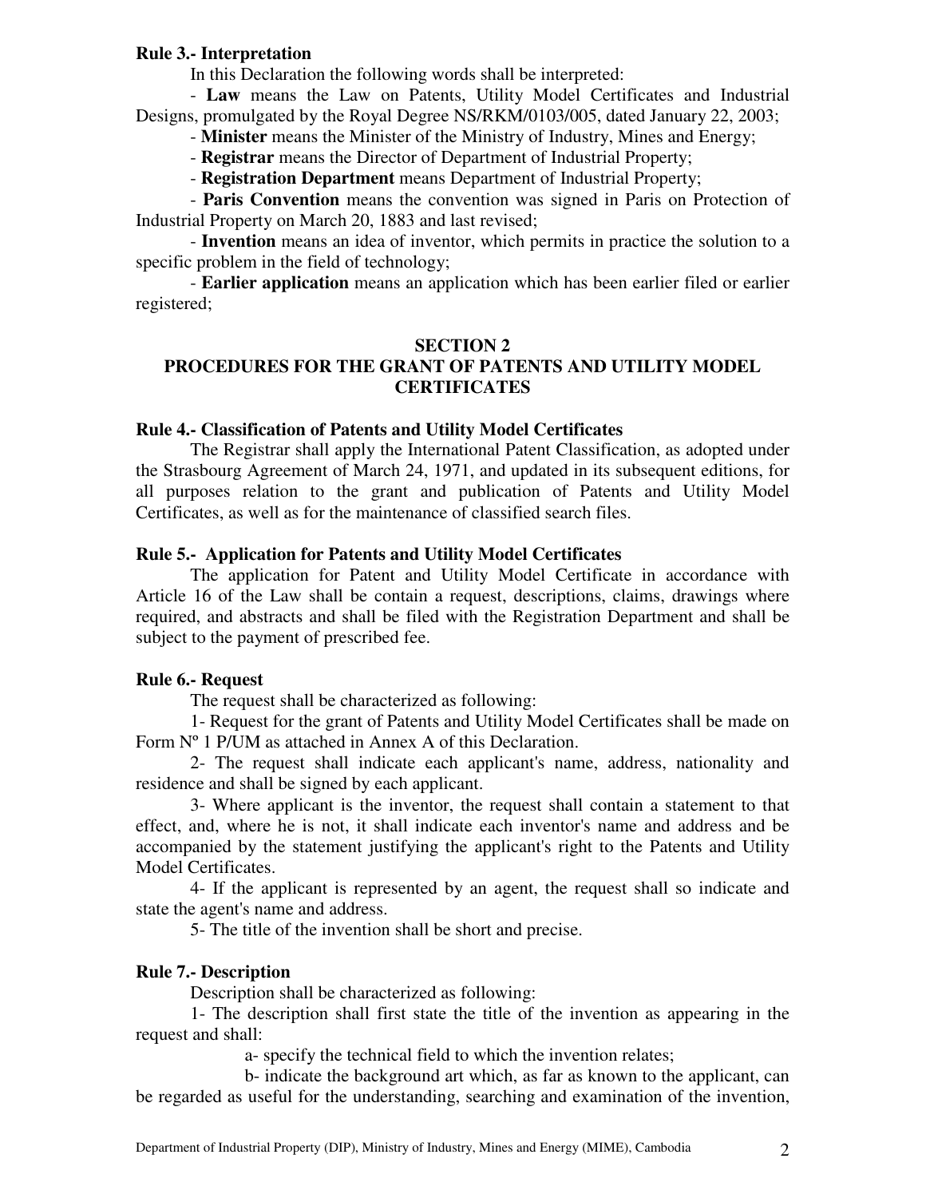**Rule 3.- Interpretation**

In this Declaration the following words shall be interpreted:

- **Law** means the Law on Patents, Utility Model Certificates and Industrial Designs, promulgated by the Royal Degree NS/RKM/0103/005, dated January 22, 2003;

- **Minister** means the Minister of the Ministry of Industry, Mines and Energy;

- **Registrar** means the Director of Department of Industrial Property;

- **Registration Department** means Department of Industrial Property;

- **Paris Convention** means the convention was signed in Paris on Protection of Industrial Property on March 20, 1883 and last revised;

- **Invention** means an idea of inventor, which permits in practice the solution to a specific problem in the field of technology;

- **Earlier application** means an application which has been earlier filed or earlier registered;

## SECTION 2
## PROCEDURES FOR THE GRANT OF PATENTS AND UTILITY MODEL CERTIFICATES

**Rule 4.- Classification of Patents and Utility Model Certificates**

The Registrar shall apply the International Patent Classification, as adopted under the Strasbourg Agreement of March 24, 1971, and updated in its subsequent editions, for all purposes relation to the grant and publication of Patents and Utility Model Certificates, as well as for the maintenance of classified search files.

**Rule 5.- Application for Patents and Utility Model Certificates**

The application for Patent and Utility Model Certificate in accordance with Article 16 of the Law shall be contain a request, descriptions, claims, drawings where required, and abstracts and shall be filed with the Registration Department and shall be subject to the payment of prescribed fee.

**Rule 6.- Request**

The request shall be characterized as following:

1- Request for the grant of Patents and Utility Model Certificates shall be made on Form Nº 1 P/UM as attached in Annex A of this Declaration.

2- The request shall indicate each applicant's name, address, nationality and residence and shall be signed by each applicant.

3- Where applicant is the inventor, the request shall contain a statement to that effect, and, where he is not, it shall indicate each inventor's name and address and be accompanied by the statement justifying the applicant's right to the Patents and Utility Model Certificates.

4- If the applicant is represented by an agent, the request shall so indicate and state the agent's name and address.

5- The title of the invention shall be short and precise.

**Rule 7.- Description**

Description shall be characterized as following:

1- The description shall first state the title of the invention as appearing in the request and shall:

a- specify the technical field to which the invention relates;

b- indicate the background art which, as far as known to the applicant, can be regarded as useful for the understanding, searching and examination of the invention,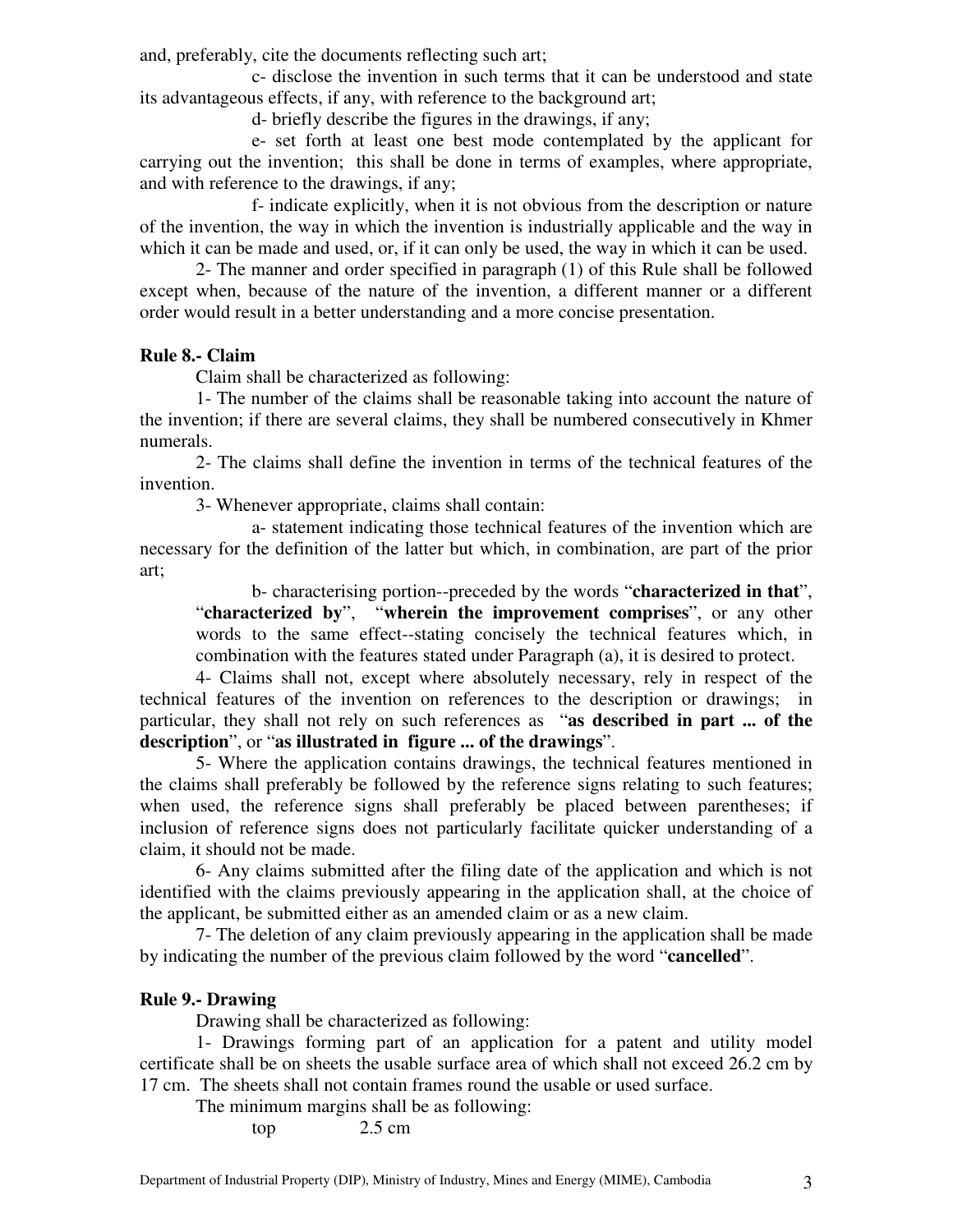and, preferably, cite the documents reflecting such art;

c- disclose the invention in such terms that it can be understood and state its advantageous effects, if any, with reference to the background art;

d- briefly describe the figures in the drawings, if any;

e- set forth at least one best mode contemplated by the applicant for carrying out the invention; this shall be done in terms of examples, where appropriate, and with reference to the drawings, if any;

f- indicate explicitly, when it is not obvious from the description or nature of the invention, the way in which the invention is industrially applicable and the way in which it can be made and used, or, if it can only be used, the way in which it can be used.

2- The manner and order specified in paragraph (1) of this Rule shall be followed except when, because of the nature of the invention, a different manner or a different order would result in a better understanding and a more concise presentation.

**Rule 8.- Claim**

Claim shall be characterized as following:

1- The number of the claims shall be reasonable taking into account the nature of the invention; if there are several claims, they shall be numbered consecutively in Khmer numerals.

2- The claims shall define the invention in terms of the technical features of the invention.

3- Whenever appropriate, claims shall contain:

a- statement indicating those technical features of the invention which are necessary for the definition of the latter but which, in combination, are part of the prior art;

b- characterising portion--preceded by the words "**characterized in that**", "**characterized by**", "**wherein the improvement comprises**", or any other words to the same effect--stating concisely the technical features which, in combination with the features stated under Paragraph (a), it is desired to protect.

4- Claims shall not, except where absolutely necessary, rely in respect of the technical features of the invention on references to the description or drawings; in particular, they shall not rely on such references as "**as described in part ... of the description**", or "**as illustrated in figure ... of the drawings**".

5- Where the application contains drawings, the technical features mentioned in the claims shall preferably be followed by the reference signs relating to such features; when used, the reference signs shall preferably be placed between parentheses; if inclusion of reference signs does not particularly facilitate quicker understanding of a claim, it should not be made.

6- Any claims submitted after the filing date of the application and which is not identified with the claims previously appearing in the application shall, at the choice of the applicant, be submitted either as an amended claim or as a new claim.

7- The deletion of any claim previously appearing in the application shall be made by indicating the number of the previous claim followed by the word "**cancelled**".

**Rule 9.- Drawing**

Drawing shall be characterized as following:

1- Drawings forming part of an application for a patent and utility model certificate shall be on sheets the usable surface area of which shall not exceed 26.2 cm by 17 cm. The sheets shall not contain frames round the usable or used surface.

The minimum margins shall be as following:

top 2.5 cm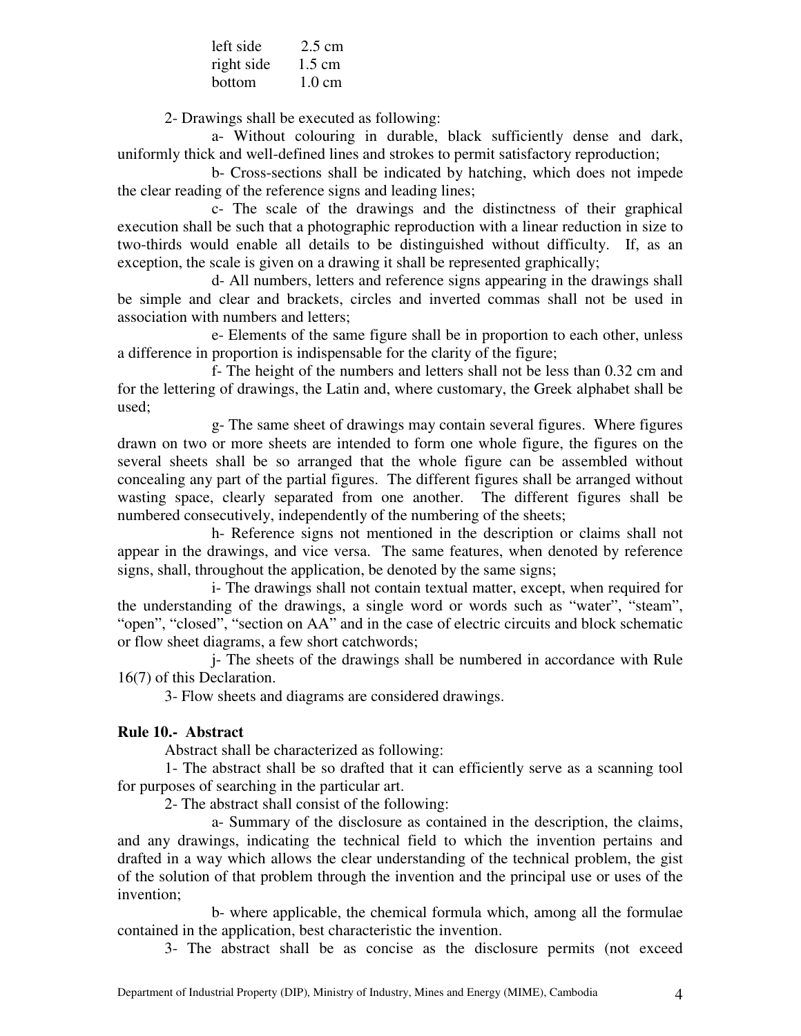| | |
|---|---|
| left side | 2.5 cm |
| right side | 1.5 cm |
| bottom | 1.0 cm |

2- Drawings shall be executed as following:

a- Without colouring in durable, black sufficiently dense and dark, uniformly thick and well-defined lines and strokes to permit satisfactory reproduction;

b- Cross-sections shall be indicated by hatching, which does not impede the clear reading of the reference signs and leading lines;

c- The scale of the drawings and the distinctness of their graphical execution shall be such that a photographic reproduction with a linear reduction in size to two-thirds would enable all details to be distinguished without difficulty. If, as an exception, the scale is given on a drawing it shall be represented graphically;

d- All numbers, letters and reference signs appearing in the drawings shall be simple and clear and brackets, circles and inverted commas shall not be used in association with numbers and letters;

e- Elements of the same figure shall be in proportion to each other, unless a difference in proportion is indispensable for the clarity of the figure;

f- The height of the numbers and letters shall not be less than 0.32 cm and for the lettering of drawings, the Latin and, where customary, the Greek alphabet shall be used;

g- The same sheet of drawings may contain several figures. Where figures drawn on two or more sheets are intended to form one whole figure, the figures on the several sheets shall be so arranged that the whole figure can be assembled without concealing any part of the partial figures. The different figures shall be arranged without wasting space, clearly separated from one another. The different figures shall be numbered consecutively, independently of the numbering of the sheets;

h- Reference signs not mentioned in the description or claims shall not appear in the drawings, and vice versa. The same features, when denoted by reference signs, shall, throughout the application, be denoted by the same signs;

i- The drawings shall not contain textual matter, except, when required for the understanding of the drawings, a single word or words such as "water", "steam", "open", "closed", "section on AA" and in the case of electric circuits and block schematic or flow sheet diagrams, a few short catchwords;

j- The sheets of the drawings shall be numbered in accordance with Rule 16(7) of this Declaration.

3- Flow sheets and diagrams are considered drawings.

**Rule 10.- Abstract**

Abstract shall be characterized as following:

1- The abstract shall be so drafted that it can efficiently serve as a scanning tool for purposes of searching in the particular art.

2- The abstract shall consist of the following:

a- Summary of the disclosure as contained in the description, the claims, and any drawings, indicating the technical field to which the invention pertains and drafted in a way which allows the clear understanding of the technical problem, the gist of the solution of that problem through the invention and the principal use or uses of the invention;

b- where applicable, the chemical formula which, among all the formulae contained in the application, best characteristic the invention.

3- The abstract shall be as concise as the disclosure permits (not exceed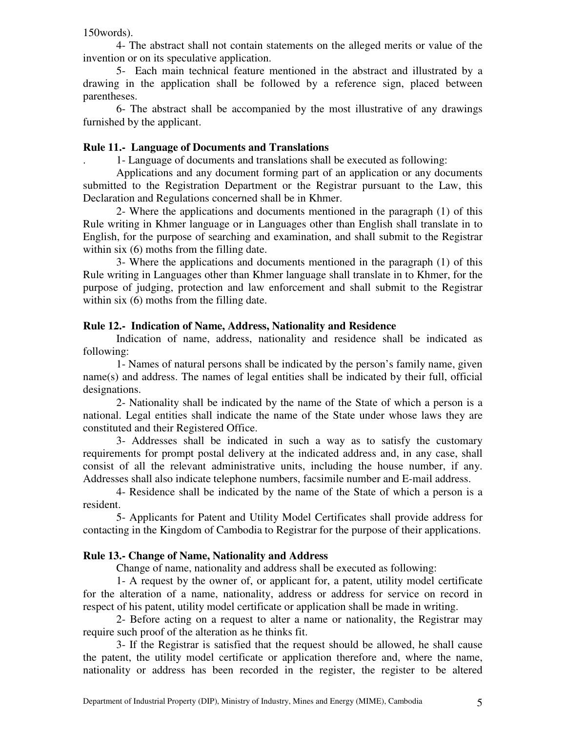150words).

4- The abstract shall not contain statements on the alleged merits or value of the invention or on its speculative application.

5- Each main technical feature mentioned in the abstract and illustrated by a drawing in the application shall be followed by a reference sign, placed between parentheses.

6- The abstract shall be accompanied by the most illustrative of any drawings furnished by the applicant.

**Rule 11.- Language of Documents and Translations**

. 1- Language of documents and translations shall be executed as following:

Applications and any document forming part of an application or any documents submitted to the Registration Department or the Registrar pursuant to the Law, this Declaration and Regulations concerned shall be in Khmer.

2- Where the applications and documents mentioned in the paragraph (1) of this Rule writing in Khmer language or in Languages other than English shall translate in to English, for the purpose of searching and examination, and shall submit to the Registrar within six (6) moths from the filling date.

3- Where the applications and documents mentioned in the paragraph (1) of this Rule writing in Languages other than Khmer language shall translate in to Khmer, for the purpose of judging, protection and law enforcement and shall submit to the Registrar within six (6) moths from the filling date.

**Rule 12.- Indication of Name, Address, Nationality and Residence**

Indication of name, address, nationality and residence shall be indicated as following:

1- Names of natural persons shall be indicated by the person's family name, given name(s) and address. The names of legal entities shall be indicated by their full, official designations.

2- Nationality shall be indicated by the name of the State of which a person is a national. Legal entities shall indicate the name of the State under whose laws they are constituted and their Registered Office.

3- Addresses shall be indicated in such a way as to satisfy the customary requirements for prompt postal delivery at the indicated address and, in any case, shall consist of all the relevant administrative units, including the house number, if any. Addresses shall also indicate telephone numbers, facsimile number and E-mail address.

4- Residence shall be indicated by the name of the State of which a person is a resident.

5- Applicants for Patent and Utility Model Certificates shall provide address for contacting in the Kingdom of Cambodia to Registrar for the purpose of their applications.

**Rule 13.- Change of Name, Nationality and Address**

Change of name, nationality and address shall be executed as following:

1- A request by the owner of, or applicant for, a patent, utility model certificate for the alteration of a name, nationality, address or address for service on record in respect of his patent, utility model certificate or application shall be made in writing.

2- Before acting on a request to alter a name or nationality, the Registrar may require such proof of the alteration as he thinks fit.

3- If the Registrar is satisfied that the request should be allowed, he shall cause the patent, the utility model certificate or application therefore and, where the name, nationality or address has been recorded in the register, the register to be altered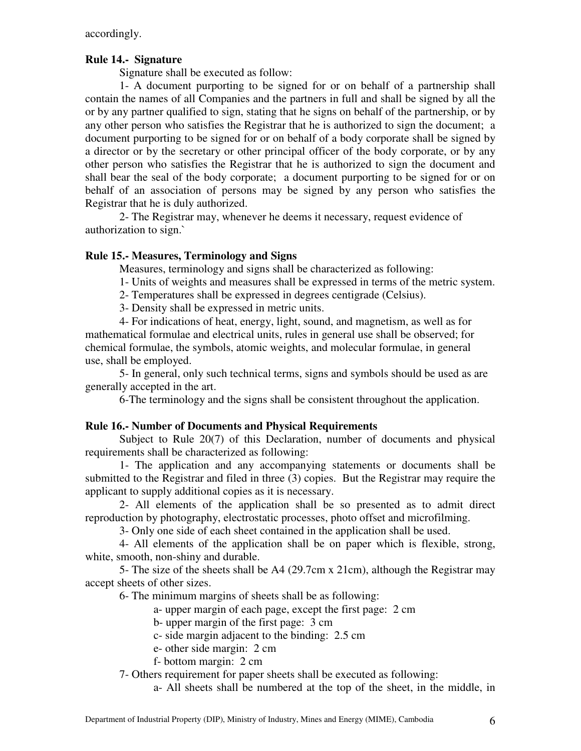accordingly.

**Rule 14.- Signature**

Signature shall be executed as follow:

1- A document purporting to be signed for or on behalf of a partnership shall contain the names of all Companies and the partners in full and shall be signed by all the or by any partner qualified to sign, stating that he signs on behalf of the partnership, or by any other person who satisfies the Registrar that he is authorized to sign the document; a document purporting to be signed for or on behalf of a body corporate shall be signed by a director or by the secretary or other principal officer of the body corporate, or by any other person who satisfies the Registrar that he is authorized to sign the document and shall bear the seal of the body corporate; a document purporting to be signed for or on behalf of an association of persons may be signed by any person who satisfies the Registrar that he is duly authorized.

2- The Registrar may, whenever he deems it necessary, request evidence of authorization to sign.`

**Rule 15.- Measures, Terminology and Signs**

Measures, terminology and signs shall be characterized as following:

1- Units of weights and measures shall be expressed in terms of the metric system.

2- Temperatures shall be expressed in degrees centigrade (Celsius).

3- Density shall be expressed in metric units.

4- For indications of heat, energy, light, sound, and magnetism, as well as for mathematical formulae and electrical units, rules in general use shall be observed; for chemical formulae, the symbols, atomic weights, and molecular formulae, in general use, shall be employed.

5- In general, only such technical terms, signs and symbols should be used as are generally accepted in the art.

6-The terminology and the signs shall be consistent throughout the application.

**Rule 16.- Number of Documents and Physical Requirements**

Subject to Rule 20(7) of this Declaration, number of documents and physical requirements shall be characterized as following:

1- The application and any accompanying statements or documents shall be submitted to the Registrar and filed in three (3) copies. But the Registrar may require the applicant to supply additional copies as it is necessary.

2- All elements of the application shall be so presented as to admit direct reproduction by photography, electrostatic processes, photo offset and microfilming.

3- Only one side of each sheet contained in the application shall be used.

4- All elements of the application shall be on paper which is flexible, strong, white, smooth, non-shiny and durable.

5- The size of the sheets shall be A4 (29.7cm x 21cm), although the Registrar may accept sheets of other sizes.

6- The minimum margins of sheets shall be as following:

a- upper margin of each page, except the first page: 2 cm

b- upper margin of the first page: 3 cm

c- side margin adjacent to the binding: 2.5 cm

e- other side margin: 2 cm

f- bottom margin: 2 cm

7- Others requirement for paper sheets shall be executed as following:

a- All sheets shall be numbered at the top of the sheet, in the middle, in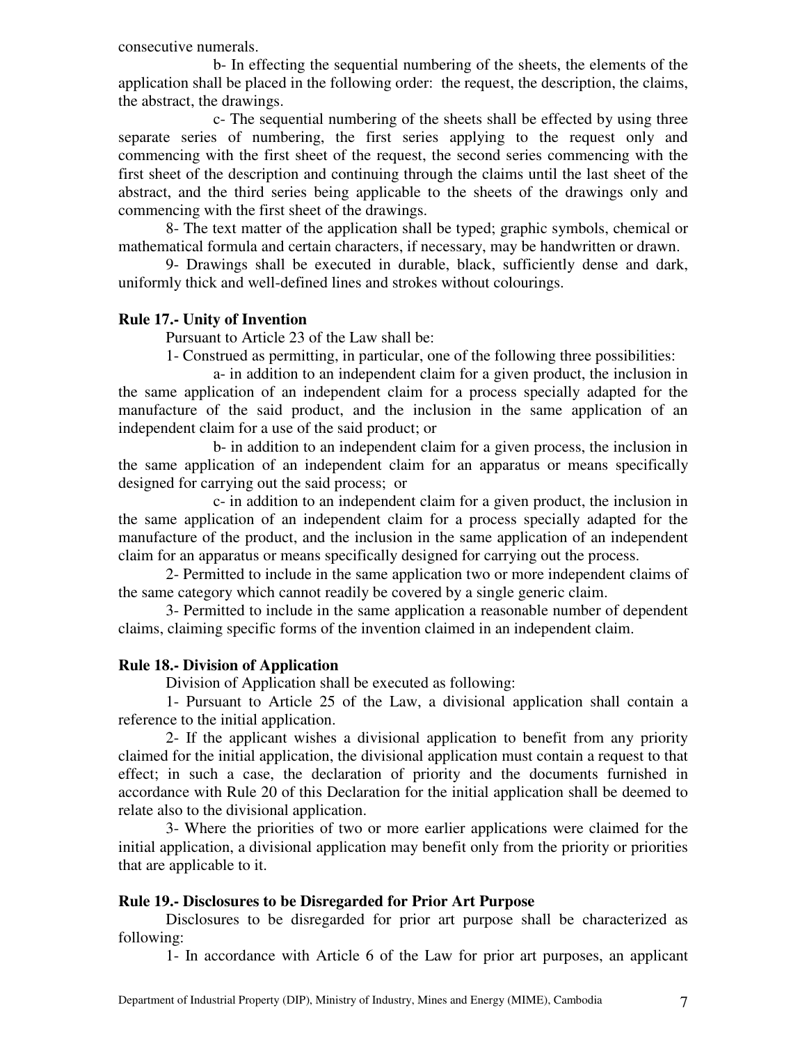consecutive numerals.

b- In effecting the sequential numbering of the sheets, the elements of the application shall be placed in the following order: the request, the description, the claims, the abstract, the drawings.

c- The sequential numbering of the sheets shall be effected by using three separate series of numbering, the first series applying to the request only and commencing with the first sheet of the request, the second series commencing with the first sheet of the description and continuing through the claims until the last sheet of the abstract, and the third series being applicable to the sheets of the drawings only and commencing with the first sheet of the drawings.

8- The text matter of the application shall be typed; graphic symbols, chemical or mathematical formula and certain characters, if necessary, may be handwritten or drawn.

9- Drawings shall be executed in durable, black, sufficiently dense and dark, uniformly thick and well-defined lines and strokes without colourings.

**Rule 17.- Unity of Invention**

Pursuant to Article 23 of the Law shall be:

1- Construed as permitting, in particular, one of the following three possibilities:

a- in addition to an independent claim for a given product, the inclusion in the same application of an independent claim for a process specially adapted for the manufacture of the said product, and the inclusion in the same application of an independent claim for a use of the said product; or

b- in addition to an independent claim for a given process, the inclusion in the same application of an independent claim for an apparatus or means specifically designed for carrying out the said process; or

c- in addition to an independent claim for a given product, the inclusion in the same application of an independent claim for a process specially adapted for the manufacture of the product, and the inclusion in the same application of an independent claim for an apparatus or means specifically designed for carrying out the process.

2- Permitted to include in the same application two or more independent claims of the same category which cannot readily be covered by a single generic claim.

3- Permitted to include in the same application a reasonable number of dependent claims, claiming specific forms of the invention claimed in an independent claim.

**Rule 18.- Division of Application**

Division of Application shall be executed as following:

1- Pursuant to Article 25 of the Law, a divisional application shall contain a reference to the initial application.

2- If the applicant wishes a divisional application to benefit from any priority claimed for the initial application, the divisional application must contain a request to that effect; in such a case, the declaration of priority and the documents furnished in accordance with Rule 20 of this Declaration for the initial application shall be deemed to relate also to the divisional application.

3- Where the priorities of two or more earlier applications were claimed for the initial application, a divisional application may benefit only from the priority or priorities that are applicable to it.

**Rule 19.- Disclosures to be Disregarded for Prior Art Purpose**

Disclosures to be disregarded for prior art purpose shall be characterized as following:

1- In accordance with Article 6 of the Law for prior art purposes, an applicant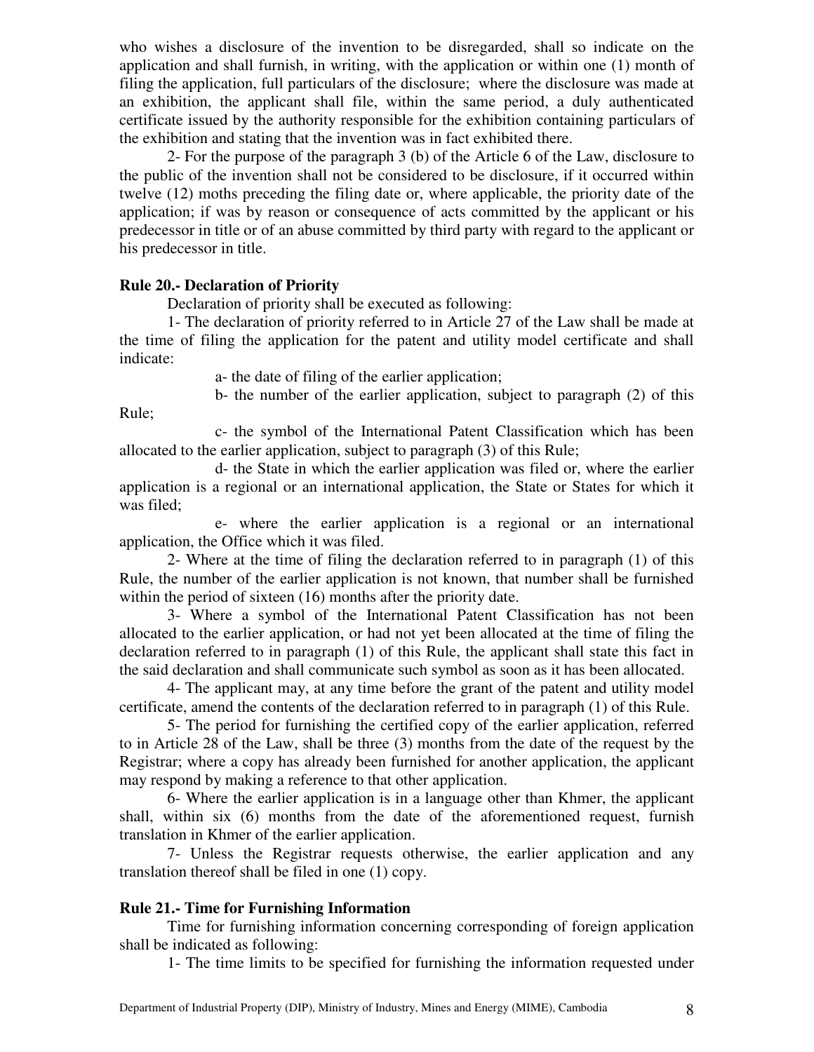who wishes a disclosure of the invention to be disregarded, shall so indicate on the application and shall furnish, in writing, with the application or within one (1) month of filing the application, full particulars of the disclosure; where the disclosure was made at an exhibition, the applicant shall file, within the same period, a duly authenticated certificate issued by the authority responsible for the exhibition containing particulars of the exhibition and stating that the invention was in fact exhibited there.

2- For the purpose of the paragraph 3 (b) of the Article 6 of the Law, disclosure to the public of the invention shall not be considered to be disclosure, if it occurred within twelve (12) moths preceding the filing date or, where applicable, the priority date of the application; if was by reason or consequence of acts committed by the applicant or his predecessor in title or of an abuse committed by third party with regard to the applicant or his predecessor in title.

**Rule 20.- Declaration of Priority**

Declaration of priority shall be executed as following:

1- The declaration of priority referred to in Article 27 of the Law shall be made at the time of filing the application for the patent and utility model certificate and shall indicate:

a- the date of filing of the earlier application;

b- the number of the earlier application, subject to paragraph (2) of this Rule;

c- the symbol of the International Patent Classification which has been allocated to the earlier application, subject to paragraph (3) of this Rule;

d- the State in which the earlier application was filed or, where the earlier application is a regional or an international application, the State or States for which it was filed;

e- where the earlier application is a regional or an international application, the Office which it was filed.

2- Where at the time of filing the declaration referred to in paragraph (1) of this Rule, the number of the earlier application is not known, that number shall be furnished within the period of sixteen (16) months after the priority date.

3- Where a symbol of the International Patent Classification has not been allocated to the earlier application, or had not yet been allocated at the time of filing the declaration referred to in paragraph (1) of this Rule, the applicant shall state this fact in the said declaration and shall communicate such symbol as soon as it has been allocated.

4- The applicant may, at any time before the grant of the patent and utility model certificate, amend the contents of the declaration referred to in paragraph (1) of this Rule.

5- The period for furnishing the certified copy of the earlier application, referred to in Article 28 of the Law, shall be three (3) months from the date of the request by the Registrar; where a copy has already been furnished for another application, the applicant may respond by making a reference to that other application.

6- Where the earlier application is in a language other than Khmer, the applicant shall, within six (6) months from the date of the aforementioned request, furnish translation in Khmer of the earlier application.

7- Unless the Registrar requests otherwise, the earlier application and any translation thereof shall be filed in one (1) copy.

**Rule 21.- Time for Furnishing Information**

Time for furnishing information concerning corresponding of foreign application shall be indicated as following:

1- The time limits to be specified for furnishing the information requested under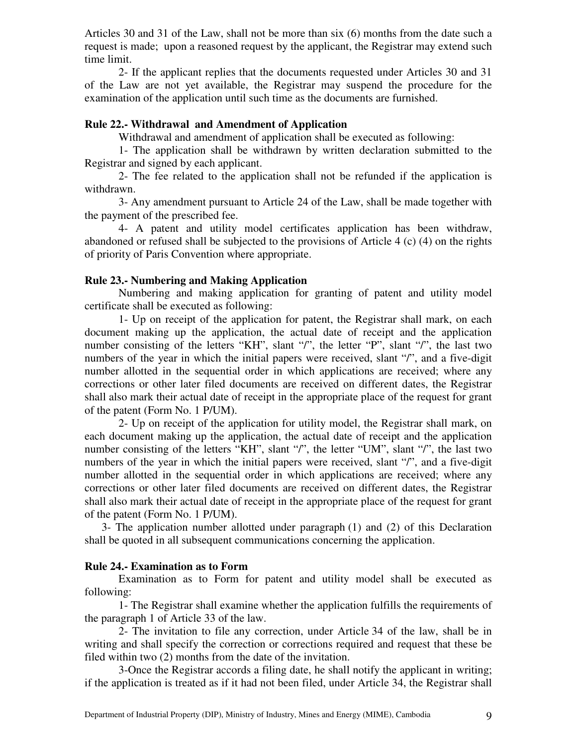Articles 30 and 31 of the Law, shall not be more than six (6) months from the date such a request is made; upon a reasoned request by the applicant, the Registrar may extend such time limit.

2- If the applicant replies that the documents requested under Articles 30 and 31 of the Law are not yet available, the Registrar may suspend the procedure for the examination of the application until such time as the documents are furnished.

**Rule 22.- Withdrawal and Amendment of Application**

Withdrawal and amendment of application shall be executed as following:

1- The application shall be withdrawn by written declaration submitted to the Registrar and signed by each applicant.

2- The fee related to the application shall not be refunded if the application is withdrawn.

3- Any amendment pursuant to Article 24 of the Law, shall be made together with the payment of the prescribed fee.

4- A patent and utility model certificates application has been withdraw, abandoned or refused shall be subjected to the provisions of Article 4 (c) (4) on the rights of priority of Paris Convention where appropriate.

**Rule 23.- Numbering and Making Application**

Numbering and making application for granting of patent and utility model certificate shall be executed as following:

1- Up on receipt of the application for patent, the Registrar shall mark, on each document making up the application, the actual date of receipt and the application number consisting of the letters "KH", slant "/", the letter "P", slant "/", the last two numbers of the year in which the initial papers were received, slant "/", and a five-digit number allotted in the sequential order in which applications are received; where any corrections or other later filed documents are received on different dates, the Registrar shall also mark their actual date of receipt in the appropriate place of the request for grant of the patent (Form No. 1 P/UM).

2- Up on receipt of the application for utility model, the Registrar shall mark, on each document making up the application, the actual date of receipt and the application number consisting of the letters "KH", slant "/", the letter "UM", slant "/", the last two numbers of the year in which the initial papers were received, slant "/", and a five-digit number allotted in the sequential order in which applications are received; where any corrections or other later filed documents are received on different dates, the Registrar shall also mark their actual date of receipt in the appropriate place of the request for grant of the patent (Form No. 1 P/UM).

3- The application number allotted under paragraph (1) and (2) of this Declaration shall be quoted in all subsequent communications concerning the application.

**Rule 24.- Examination as to Form**

Examination as to Form for patent and utility model shall be executed as following:

1- The Registrar shall examine whether the application fulfills the requirements of the paragraph 1 of Article 33 of the law.

2- The invitation to file any correction, under Article 34 of the law, shall be in writing and shall specify the correction or corrections required and request that these be filed within two (2) months from the date of the invitation.

3-Once the Registrar accords a filing date, he shall notify the applicant in writing; if the application is treated as if it had not been filed, under Article 34, the Registrar shall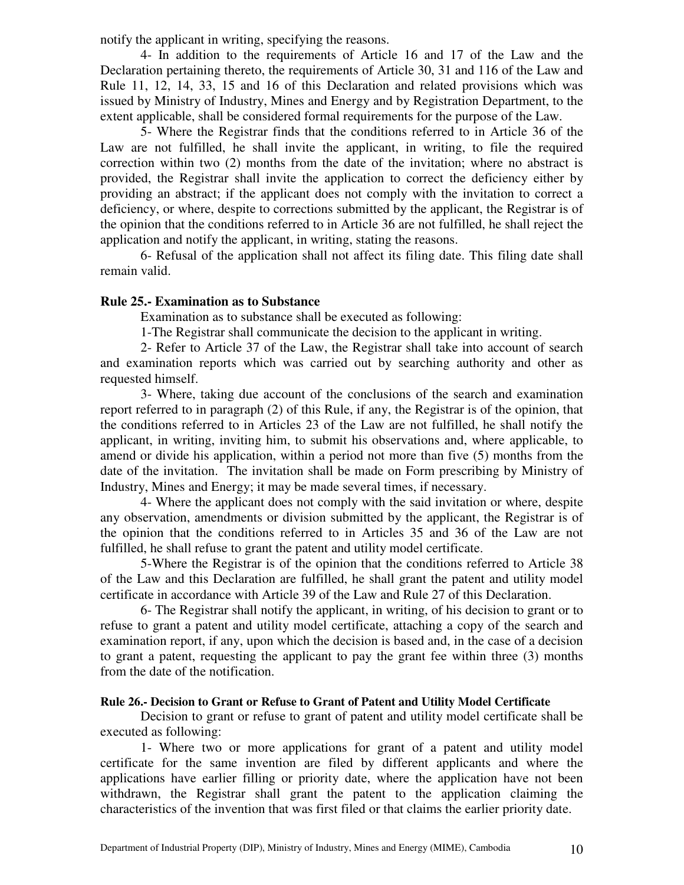notify the applicant in writing, specifying the reasons.

4- In addition to the requirements of Article 16 and 17 of the Law and the Declaration pertaining thereto, the requirements of Article 30, 31 and 116 of the Law and Rule 11, 12, 14, 33, 15 and 16 of this Declaration and related provisions which was issued by Ministry of Industry, Mines and Energy and by Registration Department, to the extent applicable, shall be considered formal requirements for the purpose of the Law.

5- Where the Registrar finds that the conditions referred to in Article 36 of the Law are not fulfilled, he shall invite the applicant, in writing, to file the required correction within two (2) months from the date of the invitation; where no abstract is provided, the Registrar shall invite the application to correct the deficiency either by providing an abstract; if the applicant does not comply with the invitation to correct a deficiency, or where, despite to corrections submitted by the applicant, the Registrar is of the opinion that the conditions referred to in Article 36 are not fulfilled, he shall reject the application and notify the applicant, in writing, stating the reasons.

6- Refusal of the application shall not affect its filing date. This filing date shall remain valid.

**Rule 25.- Examination as to Substance**

Examination as to substance shall be executed as following:

1-The Registrar shall communicate the decision to the applicant in writing.

2- Refer to Article 37 of the Law, the Registrar shall take into account of search and examination reports which was carried out by searching authority and other as requested himself.

3- Where, taking due account of the conclusions of the search and examination report referred to in paragraph (2) of this Rule, if any, the Registrar is of the opinion, that the conditions referred to in Articles 23 of the Law are not fulfilled, he shall notify the applicant, in writing, inviting him, to submit his observations and, where applicable, to amend or divide his application, within a period not more than five (5) months from the date of the invitation. The invitation shall be made on Form prescribing by Ministry of Industry, Mines and Energy; it may be made several times, if necessary.

4- Where the applicant does not comply with the said invitation or where, despite any observation, amendments or division submitted by the applicant, the Registrar is of the opinion that the conditions referred to in Articles 35 and 36 of the Law are not fulfilled, he shall refuse to grant the patent and utility model certificate.

5-Where the Registrar is of the opinion that the conditions referred to Article 38 of the Law and this Declaration are fulfilled, he shall grant the patent and utility model certificate in accordance with Article 39 of the Law and Rule 27 of this Declaration.

6- The Registrar shall notify the applicant, in writing, of his decision to grant or to refuse to grant a patent and utility model certificate, attaching a copy of the search and examination report, if any, upon which the decision is based and, in the case of a decision to grant a patent, requesting the applicant to pay the grant fee within three (3) months from the date of the notification.

**Rule 26.- Decision to Grant or Refuse to Grant of Patent and Utility Model Certificate**

Decision to grant or refuse to grant of patent and utility model certificate shall be executed as following:

1- Where two or more applications for grant of a patent and utility model certificate for the same invention are filed by different applicants and where the applications have earlier filling or priority date, where the application have not been withdrawn, the Registrar shall grant the patent to the application claiming the characteristics of the invention that was first filed or that claims the earlier priority date.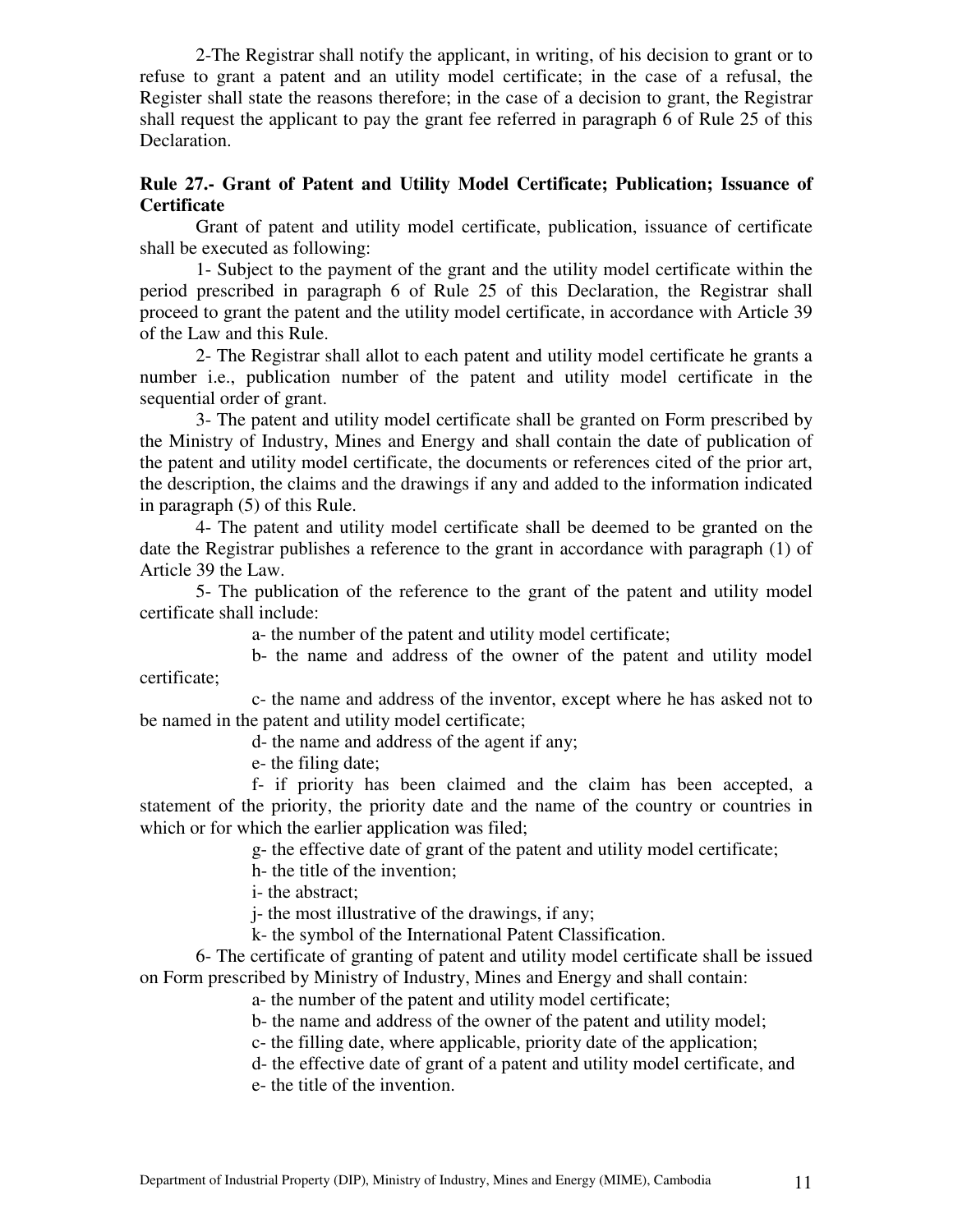2-The Registrar shall notify the applicant, in writing, of his decision to grant or to refuse to grant a patent and an utility model certificate; in the case of a refusal, the Register shall state the reasons therefore; in the case of a decision to grant, the Registrar shall request the applicant to pay the grant fee referred in paragraph 6 of Rule 25 of this Declaration.

**Rule 27.- Grant of Patent and Utility Model Certificate; Publication; Issuance of Certificate**

Grant of patent and utility model certificate, publication, issuance of certificate shall be executed as following:

1- Subject to the payment of the grant and the utility model certificate within the period prescribed in paragraph 6 of Rule 25 of this Declaration, the Registrar shall proceed to grant the patent and the utility model certificate, in accordance with Article 39 of the Law and this Rule.

2- The Registrar shall allot to each patent and utility model certificate he grants a number i.e., publication number of the patent and utility model certificate in the sequential order of grant.

3- The patent and utility model certificate shall be granted on Form prescribed by the Ministry of Industry, Mines and Energy and shall contain the date of publication of the patent and utility model certificate, the documents or references cited of the prior art, the description, the claims and the drawings if any and added to the information indicated in paragraph (5) of this Rule.

4- The patent and utility model certificate shall be deemed to be granted on the date the Registrar publishes a reference to the grant in accordance with paragraph (1) of Article 39 the Law.

5- The publication of the reference to the grant of the patent and utility model certificate shall include:

a- the number of the patent and utility model certificate;

b- the name and address of the owner of the patent and utility model certificate;

c- the name and address of the inventor, except where he has asked not to be named in the patent and utility model certificate;

d- the name and address of the agent if any;

e- the filing date;

f- if priority has been claimed and the claim has been accepted, a statement of the priority, the priority date and the name of the country or countries in which or for which the earlier application was filed;

g- the effective date of grant of the patent and utility model certificate;

h- the title of the invention;

i- the abstract;

j- the most illustrative of the drawings, if any;

k- the symbol of the International Patent Classification.

6- The certificate of granting of patent and utility model certificate shall be issued on Form prescribed by Ministry of Industry, Mines and Energy and shall contain:

a- the number of the patent and utility model certificate;

b- the name and address of the owner of the patent and utility model;

c- the filling date, where applicable, priority date of the application;

d- the effective date of grant of a patent and utility model certificate, and

e- the title of the invention.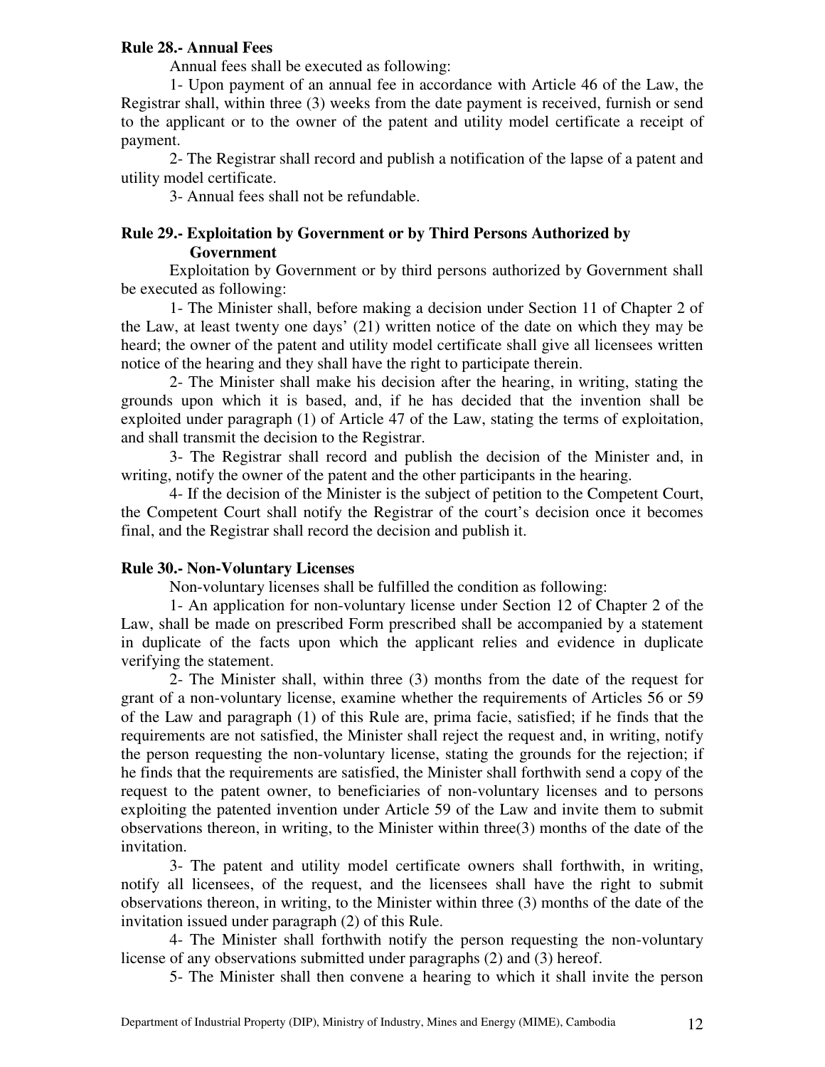**Rule 28.- Annual Fees**

Annual fees shall be executed as following:

1- Upon payment of an annual fee in accordance with Article 46 of the Law, the Registrar shall, within three (3) weeks from the date payment is received, furnish or send to the applicant or to the owner of the patent and utility model certificate a receipt of payment.

2- The Registrar shall record and publish a notification of the lapse of a patent and utility model certificate.

3- Annual fees shall not be refundable.

**Rule 29.- Exploitation by Government or by Third Persons Authorized by Government**

Exploitation by Government or by third persons authorized by Government shall be executed as following:

1- The Minister shall, before making a decision under Section 11 of Chapter 2 of the Law, at least twenty one days' (21) written notice of the date on which they may be heard; the owner of the patent and utility model certificate shall give all licensees written notice of the hearing and they shall have the right to participate therein.

2- The Minister shall make his decision after the hearing, in writing, stating the grounds upon which it is based, and, if he has decided that the invention shall be exploited under paragraph (1) of Article 47 of the Law, stating the terms of exploitation, and shall transmit the decision to the Registrar.

3- The Registrar shall record and publish the decision of the Minister and, in writing, notify the owner of the patent and the other participants in the hearing.

4- If the decision of the Minister is the subject of petition to the Competent Court, the Competent Court shall notify the Registrar of the court's decision once it becomes final, and the Registrar shall record the decision and publish it.

**Rule 30.- Non-Voluntary Licenses**

Non-voluntary licenses shall be fulfilled the condition as following:

1- An application for non-voluntary license under Section 12 of Chapter 2 of the Law, shall be made on prescribed Form prescribed shall be accompanied by a statement in duplicate of the facts upon which the applicant relies and evidence in duplicate verifying the statement.

2- The Minister shall, within three (3) months from the date of the request for grant of a non-voluntary license, examine whether the requirements of Articles 56 or 59 of the Law and paragraph (1) of this Rule are, prima facie, satisfied; if he finds that the requirements are not satisfied, the Minister shall reject the request and, in writing, notify the person requesting the non-voluntary license, stating the grounds for the rejection; if he finds that the requirements are satisfied, the Minister shall forthwith send a copy of the request to the patent owner, to beneficiaries of non-voluntary licenses and to persons exploiting the patented invention under Article 59 of the Law and invite them to submit observations thereon, in writing, to the Minister within three(3) months of the date of the invitation.

3- The patent and utility model certificate owners shall forthwith, in writing, notify all licensees, of the request, and the licensees shall have the right to submit observations thereon, in writing, to the Minister within three (3) months of the date of the invitation issued under paragraph (2) of this Rule.

4- The Minister shall forthwith notify the person requesting the non-voluntary license of any observations submitted under paragraphs (2) and (3) hereof.

5- The Minister shall then convene a hearing to which it shall invite the person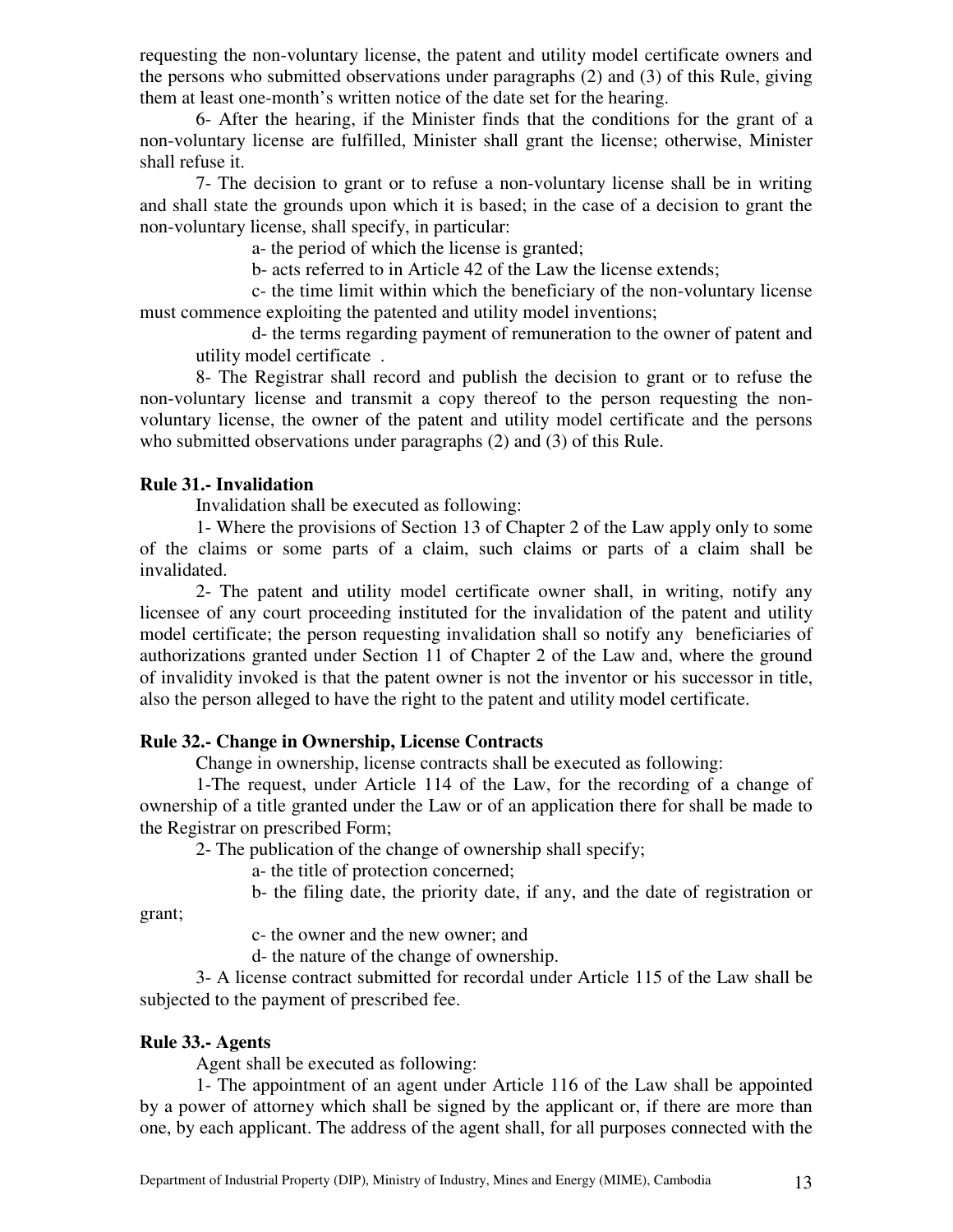requesting the non-voluntary license, the patent and utility model certificate owners and the persons who submitted observations under paragraphs (2) and (3) of this Rule, giving them at least one-month's written notice of the date set for the hearing.

6- After the hearing, if the Minister finds that the conditions for the grant of a non-voluntary license are fulfilled, Minister shall grant the license; otherwise, Minister shall refuse it.

7- The decision to grant or to refuse a non-voluntary license shall be in writing and shall state the grounds upon which it is based; in the case of a decision to grant the non-voluntary license, shall specify, in particular:

a- the period of which the license is granted;

b- acts referred to in Article 42 of the Law the license extends;

c- the time limit within which the beneficiary of the non-voluntary license must commence exploiting the patented and utility model inventions;

d- the terms regarding payment of remuneration to the owner of patent and utility model certificate .

8- The Registrar shall record and publish the decision to grant or to refuse the non-voluntary license and transmit a copy thereof to the person requesting the non-voluntary license, the owner of the patent and utility model certificate and the persons who submitted observations under paragraphs (2) and (3) of this Rule.

**Rule 31.- Invalidation**

Invalidation shall be executed as following:

1- Where the provisions of Section 13 of Chapter 2 of the Law apply only to some of the claims or some parts of a claim, such claims or parts of a claim shall be invalidated.

2- The patent and utility model certificate owner shall, in writing, notify any licensee of any court proceeding instituted for the invalidation of the patent and utility model certificate; the person requesting invalidation shall so notify any beneficiaries of authorizations granted under Section 11 of Chapter 2 of the Law and, where the ground of invalidity invoked is that the patent owner is not the inventor or his successor in title, also the person alleged to have the right to the patent and utility model certificate.

**Rule 32.- Change in Ownership, License Contracts**

Change in ownership, license contracts shall be executed as following:

1-The request, under Article 114 of the Law, for the recording of a change of ownership of a title granted under the Law or of an application there for shall be made to the Registrar on prescribed Form;

2- The publication of the change of ownership shall specify;

a- the title of protection concerned;

b- the filing date, the priority date, if any, and the date of registration or grant;

c- the owner and the new owner; and

d- the nature of the change of ownership.

3- A license contract submitted for recordal under Article 115 of the Law shall be subjected to the payment of prescribed fee.

**Rule 33.- Agents**

Agent shall be executed as following:

1- The appointment of an agent under Article 116 of the Law shall be appointed by a power of attorney which shall be signed by the applicant or, if there are more than one, by each applicant. The address of the agent shall, for all purposes connected with the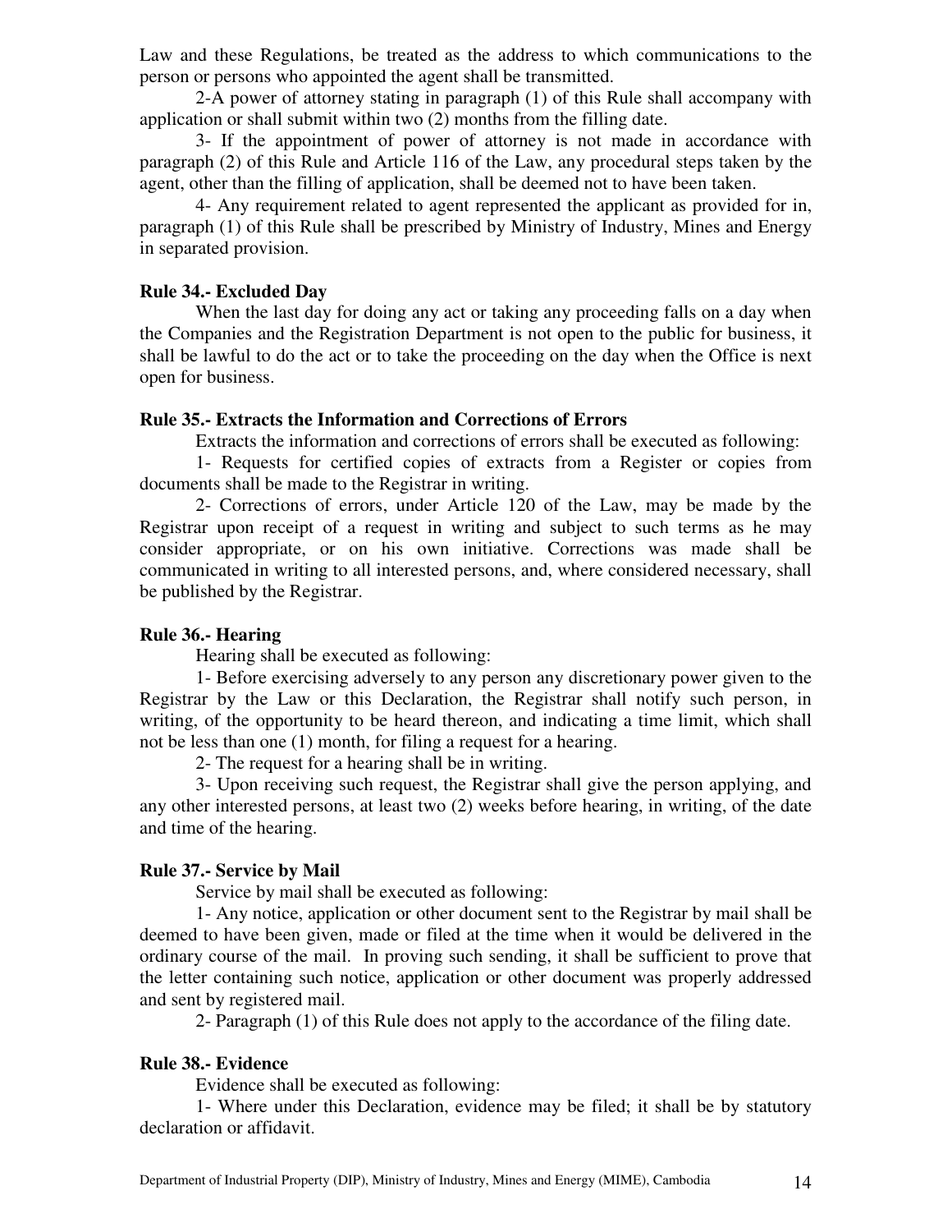Law and these Regulations, be treated as the address to which communications to the person or persons who appointed the agent shall be transmitted.

2-A power of attorney stating in paragraph (1) of this Rule shall accompany with application or shall submit within two (2) months from the filling date.

3- If the appointment of power of attorney is not made in accordance with paragraph (2) of this Rule and Article 116 of the Law, any procedural steps taken by the agent, other than the filling of application, shall be deemed not to have been taken.

4- Any requirement related to agent represented the applicant as provided for in, paragraph (1) of this Rule shall be prescribed by Ministry of Industry, Mines and Energy in separated provision.

**Rule 34.- Excluded Day**

When the last day for doing any act or taking any proceeding falls on a day when the Companies and the Registration Department is not open to the public for business, it shall be lawful to do the act or to take the proceeding on the day when the Office is next open for business.

**Rule 35.- Extracts the Information and Corrections of Errors**

Extracts the information and corrections of errors shall be executed as following:

1- Requests for certified copies of extracts from a Register or copies from documents shall be made to the Registrar in writing.

2- Corrections of errors, under Article 120 of the Law, may be made by the Registrar upon receipt of a request in writing and subject to such terms as he may consider appropriate, or on his own initiative. Corrections was made shall be communicated in writing to all interested persons, and, where considered necessary, shall be published by the Registrar.

**Rule 36.- Hearing**

Hearing shall be executed as following:

1- Before exercising adversely to any person any discretionary power given to the Registrar by the Law or this Declaration, the Registrar shall notify such person, in writing, of the opportunity to be heard thereon, and indicating a time limit, which shall not be less than one (1) month, for filing a request for a hearing.

2- The request for a hearing shall be in writing.

3- Upon receiving such request, the Registrar shall give the person applying, and any other interested persons, at least two (2) weeks before hearing, in writing, of the date and time of the hearing.

**Rule 37.- Service by Mail**

Service by mail shall be executed as following:

1- Any notice, application or other document sent to the Registrar by mail shall be deemed to have been given, made or filed at the time when it would be delivered in the ordinary course of the mail. In proving such sending, it shall be sufficient to prove that the letter containing such notice, application or other document was properly addressed and sent by registered mail.

2- Paragraph (1) of this Rule does not apply to the accordance of the filing date.

**Rule 38.- Evidence**

Evidence shall be executed as following:

1- Where under this Declaration, evidence may be filed; it shall be by statutory declaration or affidavit.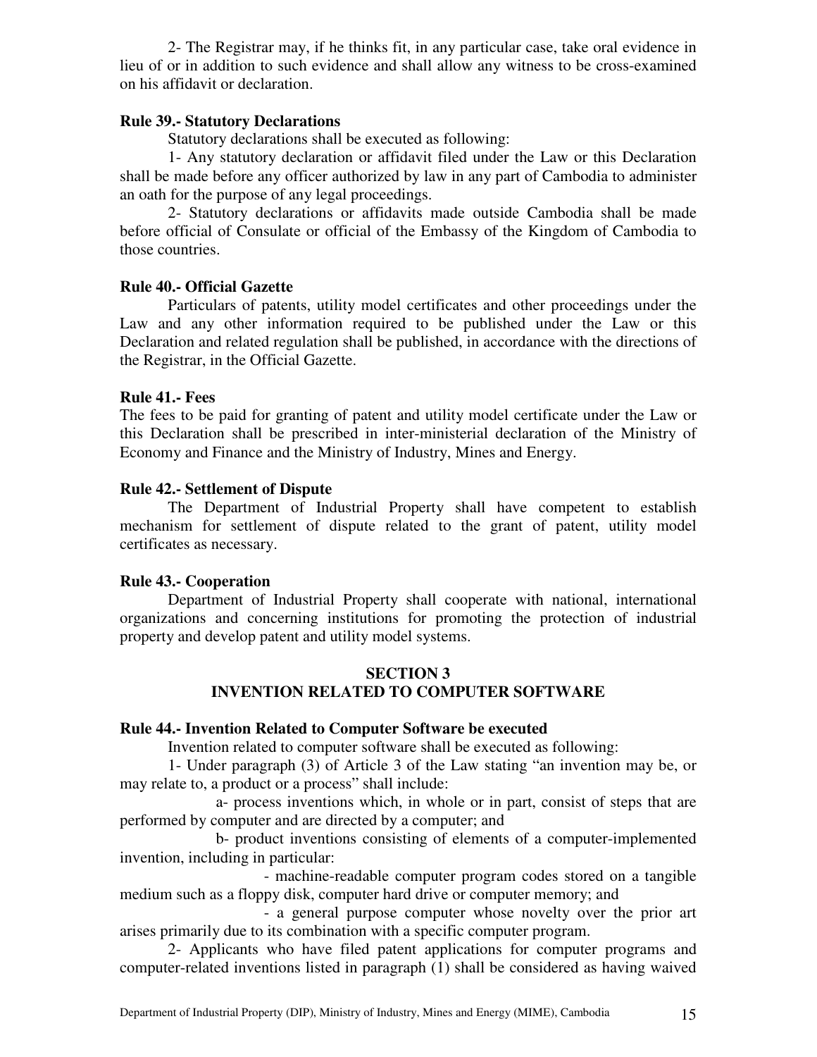2- The Registrar may, if he thinks fit, in any particular case, take oral evidence in lieu of or in addition to such evidence and shall allow any witness to be cross-examined on his affidavit or declaration.

**Rule 39.- Statutory Declarations**

Statutory declarations shall be executed as following:

1- Any statutory declaration or affidavit filed under the Law or this Declaration shall be made before any officer authorized by law in any part of Cambodia to administer an oath for the purpose of any legal proceedings.

2- Statutory declarations or affidavits made outside Cambodia shall be made before official of Consulate or official of the Embassy of the Kingdom of Cambodia to those countries.

**Rule 40.- Official Gazette**

Particulars of patents, utility model certificates and other proceedings under the Law and any other information required to be published under the Law or this Declaration and related regulation shall be published, in accordance with the directions of the Registrar, in the Official Gazette.

**Rule 41.- Fees**

The fees to be paid for granting of patent and utility model certificate under the Law or this Declaration shall be prescribed in inter-ministerial declaration of the Ministry of Economy and Finance and the Ministry of Industry, Mines and Energy.

**Rule 42.- Settlement of Dispute**

The Department of Industrial Property shall have competent to establish mechanism for settlement of dispute related to the grant of patent, utility model certificates as necessary.

**Rule 43.- Cooperation**

Department of Industrial Property shall cooperate with national, international organizations and concerning institutions for promoting the protection of industrial property and develop patent and utility model systems.

## SECTION 3
## INVENTION RELATED TO COMPUTER SOFTWARE

**Rule 44.- Invention Related to Computer Software be executed**

Invention related to computer software shall be executed as following:

1- Under paragraph (3) of Article 3 of the Law stating "an invention may be, or may relate to, a product or a process" shall include:

a- process inventions which, in whole or in part, consist of steps that are performed by computer and are directed by a computer; and

b- product inventions consisting of elements of a computer-implemented invention, including in particular:

- machine-readable computer program codes stored on a tangible medium such as a floppy disk, computer hard drive or computer memory; and
- a general purpose computer whose novelty over the prior art arises primarily due to its combination with a specific computer program.

2- Applicants who have filed patent applications for computer programs and computer-related inventions listed in paragraph (1) shall be considered as having waived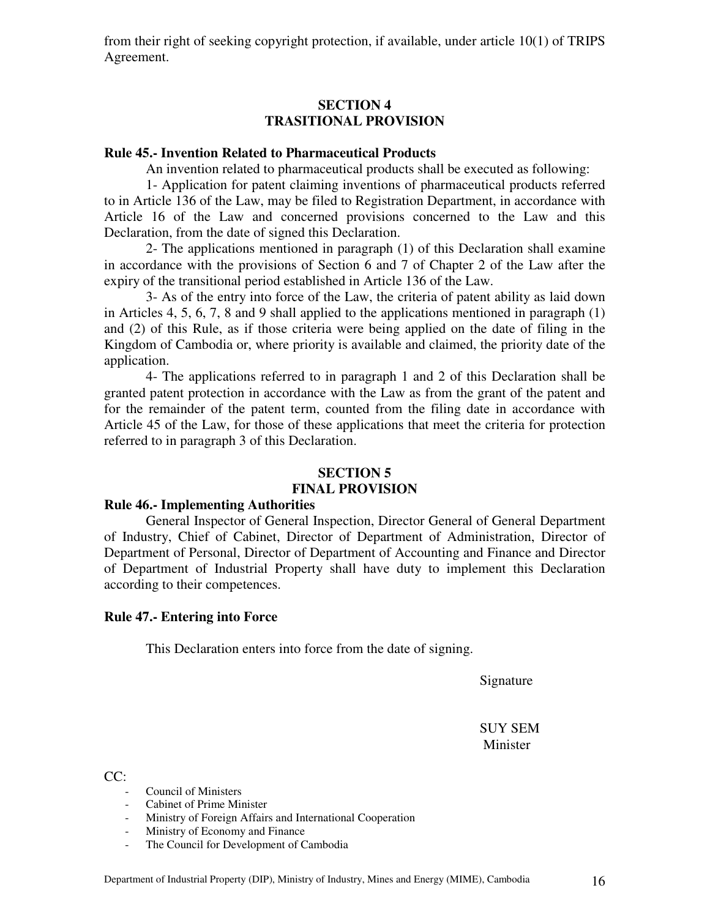from their right of seeking copyright protection, if available, under article 10(1) of TRIPS Agreement.

## SECTION 4
## TRASITIONAL PROVISION

**Rule 45.- Invention Related to Pharmaceutical Products**

An invention related to pharmaceutical products shall be executed as following:

1- Application for patent claiming inventions of pharmaceutical products referred to in Article 136 of the Law, may be filed to Registration Department, in accordance with Article 16 of the Law and concerned provisions concerned to the Law and this Declaration, from the date of signed this Declaration.

2- The applications mentioned in paragraph (1) of this Declaration shall examine in accordance with the provisions of Section 6 and 7 of Chapter 2 of the Law after the expiry of the transitional period established in Article 136 of the Law.

3- As of the entry into force of the Law, the criteria of patent ability as laid down in Articles 4, 5, 6, 7, 8 and 9 shall applied to the applications mentioned in paragraph (1) and (2) of this Rule, as if those criteria were being applied on the date of filing in the Kingdom of Cambodia or, where priority is available and claimed, the priority date of the application.

4- The applications referred to in paragraph 1 and 2 of this Declaration shall be granted patent protection in accordance with the Law as from the grant of the patent and for the remainder of the patent term, counted from the filing date in accordance with Article 45 of the Law, for those of these applications that meet the criteria for protection referred to in paragraph 3 of this Declaration.

## SECTION 5
## FINAL PROVISION

**Rule 46.- Implementing Authorities**

General Inspector of General Inspection, Director General of General Department of Industry, Chief of Cabinet, Director of Department of Administration, Director of Department of Personal, Director of Department of Accounting and Finance and Director of Department of Industrial Property shall have duty to implement this Declaration according to their competences.

**Rule 47.- Entering into Force**

This Declaration enters into force from the date of signing.

Signature

SUY SEM
Minister

CC:

- Council of Ministers
- Cabinet of Prime Minister
- Ministry of Foreign Affairs and International Cooperation
- Ministry of Economy and Finance
- The Council for Development of Cambodia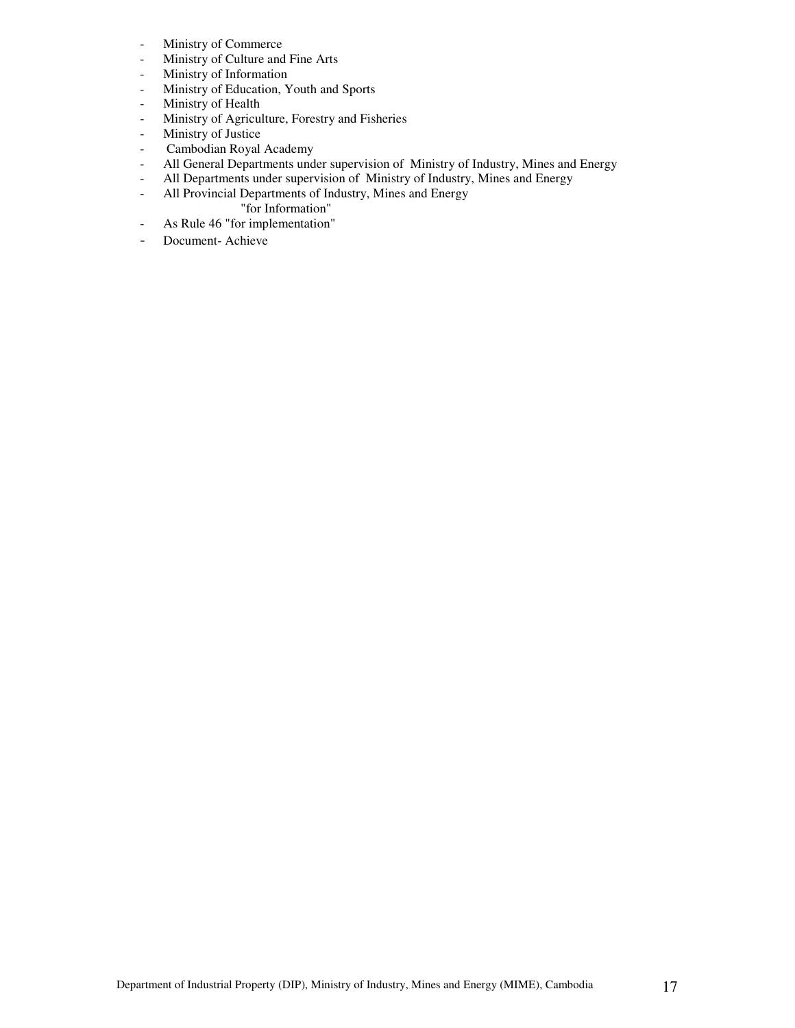- Ministry of Commerce
- Ministry of Culture and Fine Arts
- Ministry of Information
- Ministry of Education, Youth and Sports
- Ministry of Health
- Ministry of Agriculture, Forestry and Fisheries
- Ministry of Justice
- Cambodian Royal Academy
- All General Departments under supervision of Ministry of Industry, Mines and Energy
- All Departments under supervision of Ministry of Industry, Mines and Energy
- All Provincial Departments of Industry, Mines and Energy

  "for Information"
- As Rule 46 "for implementation"
- Document- Achieve